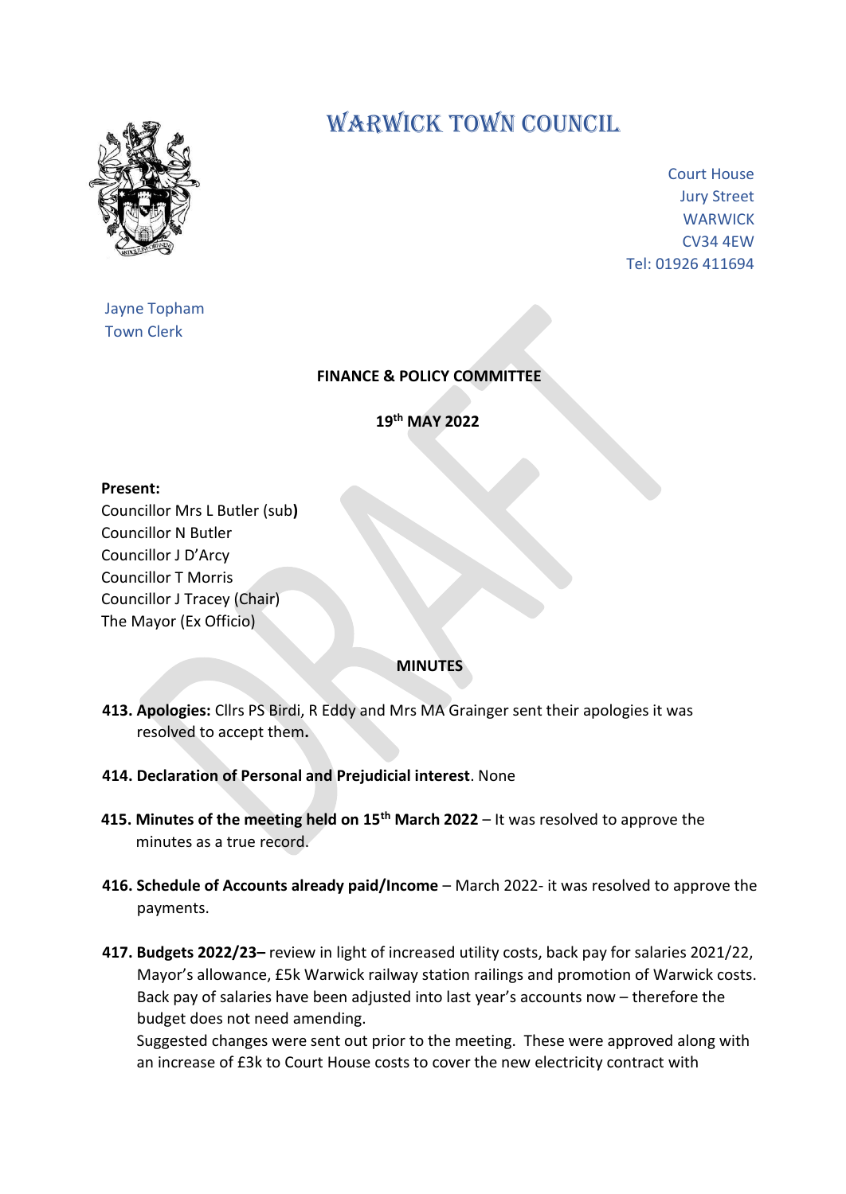# WARWICK TOWN COUNCIL

Court House
Jury Street
WARWICK
CV34 4EW
Tel: 01926 411694

Jayne Topham
Town Clerk

**FINANCE & POLICY COMMITTEE**

**19th MAY 2022**

**Present:**
Councillor Mrs L Butler (sub**)**
Councillor N Butler
Councillor J D'Arcy
Councillor T Morris
Councillor J Tracey (Chair)
The Mayor (Ex Officio)

**MINUTES**

**413. Apologies:** Cllrs PS Birdi, R Eddy and Mrs MA Grainger sent their apologies it was resolved to accept them**.**

**414. Declaration of Personal and Prejudicial interest**. None

**415. Minutes of the meeting held on 15th March 2022** – It was resolved to approve the minutes as a true record.

**416. Schedule of Accounts already paid/Income** – March 2022- it was resolved to approve the payments.

**417. Budgets 2022/23–** review in light of increased utility costs, back pay for salaries 2021/22, Mayor's allowance, £5k Warwick railway station railings and promotion of Warwick costs. Back pay of salaries have been adjusted into last year's accounts now – therefore the budget does not need amending.
Suggested changes were sent out prior to the meeting. These were approved along with an increase of £3k to Court House costs to cover the new electricity contract with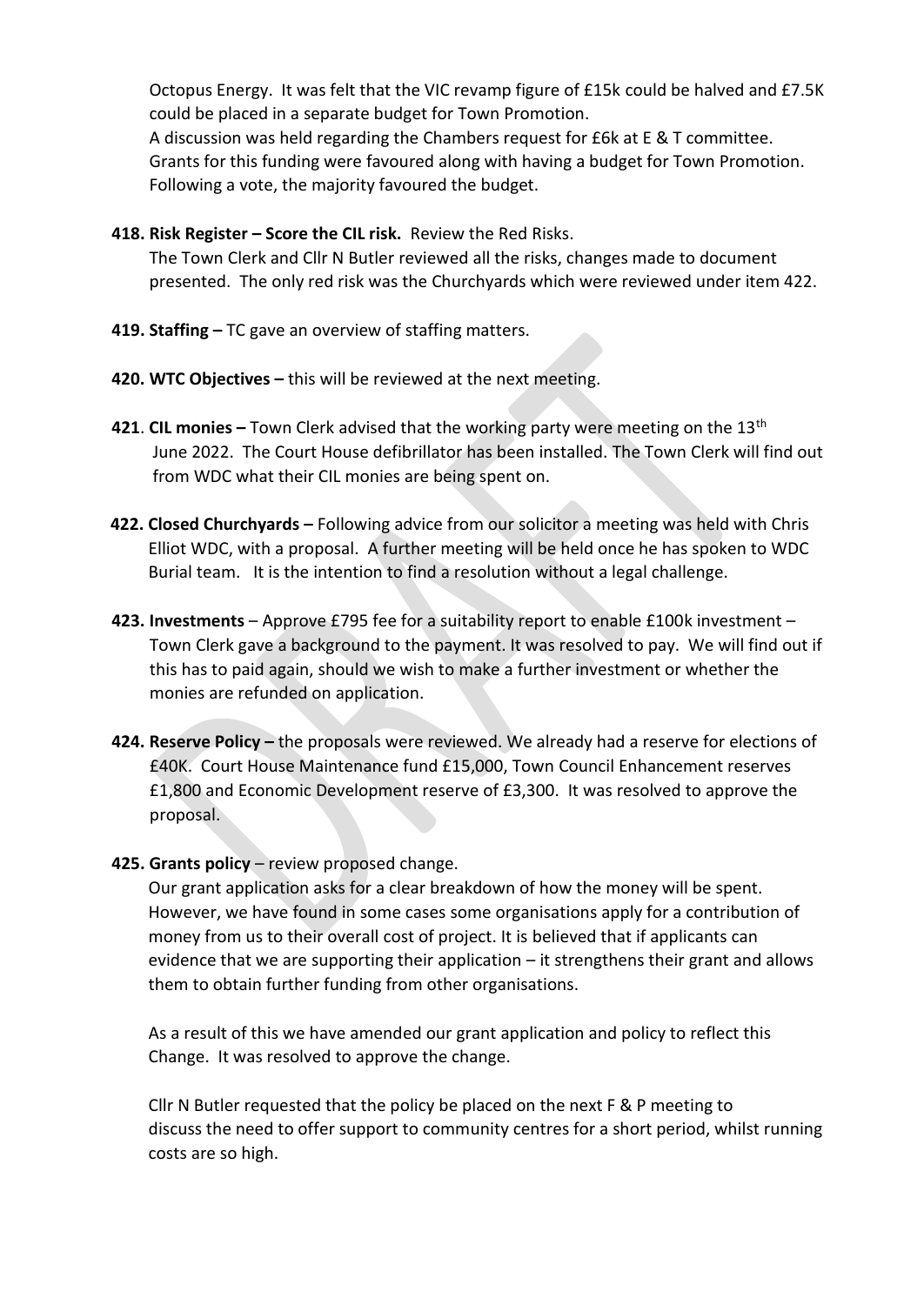Octopus Energy. It was felt that the VIC revamp figure of £15k could be halved and £7.5K could be placed in a separate budget for Town Promotion.
A discussion was held regarding the Chambers request for £6k at E & T committee. Grants for this funding were favoured along with having a budget for Town Promotion. Following a vote, the majority favoured the budget.

**418. Risk Register – Score the CIL risk.** Review the Red Risks.
The Town Clerk and Cllr N Butler reviewed all the risks, changes made to document presented. The only red risk was the Churchyards which were reviewed under item 422.

**419. Staffing –** TC gave an overview of staffing matters.

**420. WTC Objectives –** this will be reviewed at the next meeting.

**421**. **CIL monies –** Town Clerk advised that the working party were meeting on the 13th June 2022. The Court House defibrillator has been installed. The Town Clerk will find out from WDC what their CIL monies are being spent on.

**422. Closed Churchyards –** Following advice from our solicitor a meeting was held with Chris Elliot WDC, with a proposal. A further meeting will be held once he has spoken to WDC Burial team. It is the intention to find a resolution without a legal challenge.

**423. Investments** – Approve £795 fee for a suitability report to enable £100k investment – Town Clerk gave a background to the payment. It was resolved to pay. We will find out if this has to paid again, should we wish to make a further investment or whether the monies are refunded on application.

**424. Reserve Policy –** the proposals were reviewed. We already had a reserve for elections of £40K. Court House Maintenance fund £15,000, Town Council Enhancement reserves £1,800 and Economic Development reserve of £3,300. It was resolved to approve the proposal.

**425. Grants policy** – review proposed change.
Our grant application asks for a clear breakdown of how the money will be spent. However, we have found in some cases some organisations apply for a contribution of money from us to their overall cost of project. It is believed that if applicants can evidence that we are supporting their application – it strengthens their grant and allows them to obtain further funding from other organisations.

As a result of this we have amended our grant application and policy to reflect this Change. It was resolved to approve the change.

Cllr N Butler requested that the policy be placed on the next F & P meeting to discuss the need to offer support to community centres for a short period, whilst running costs are so high.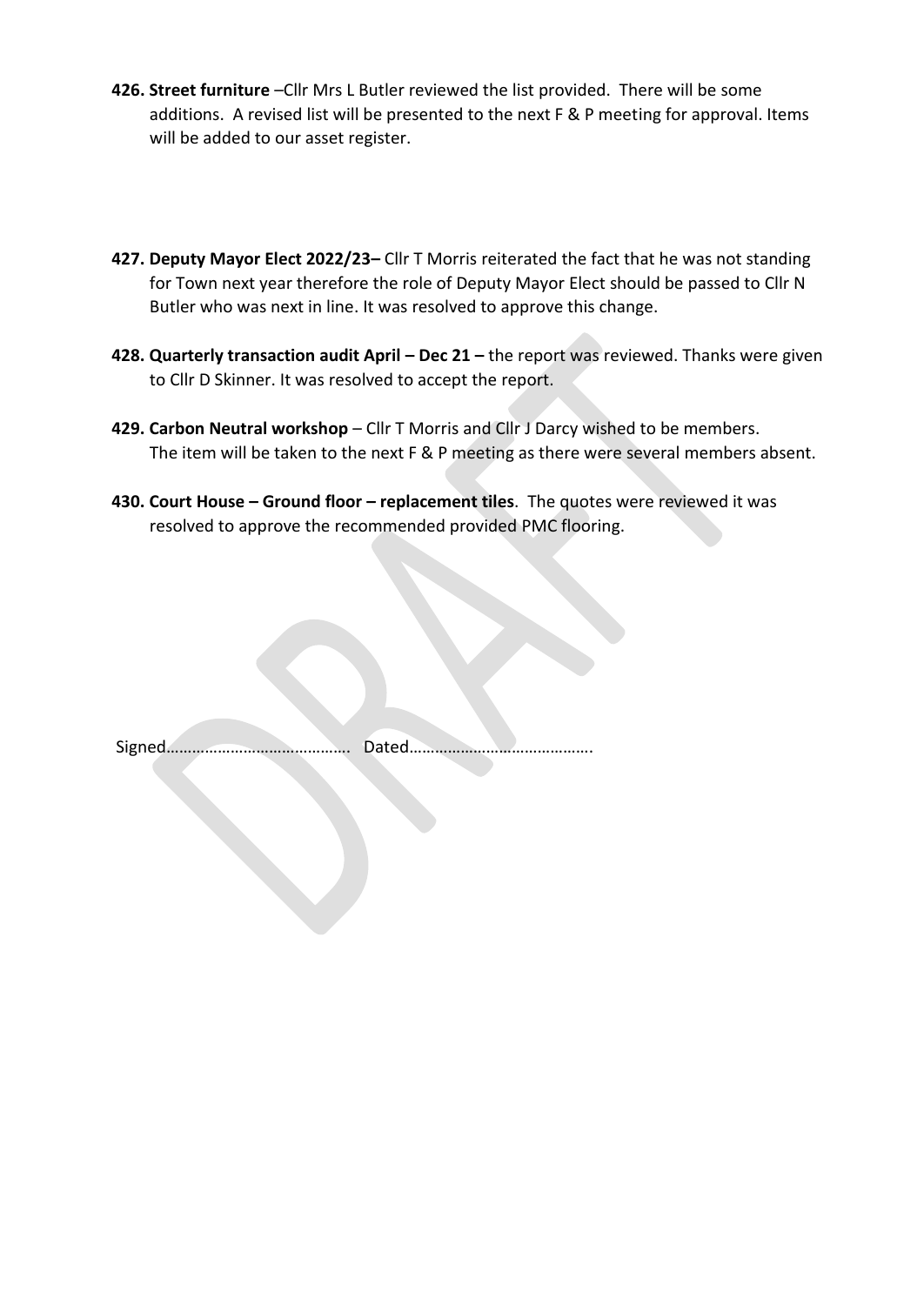**426. Street furniture** –Cllr Mrs L Butler reviewed the list provided. There will be some additions. A revised list will be presented to the next F & P meeting for approval. Items will be added to our asset register.

**427. Deputy Mayor Elect 2022/23–** Cllr T Morris reiterated the fact that he was not standing for Town next year therefore the role of Deputy Mayor Elect should be passed to Cllr N Butler who was next in line. It was resolved to approve this change.

**428. Quarterly transaction audit April – Dec 21 –** the report was reviewed. Thanks were given to Cllr D Skinner. It was resolved to accept the report.

**429. Carbon Neutral workshop** – Cllr T Morris and Cllr J Darcy wished to be members. The item will be taken to the next F & P meeting as there were several members absent.

**430. Court House – Ground floor – replacement tiles**. The quotes were reviewed it was resolved to approve the recommended provided PMC flooring.

Signed…………………………………….. Dated…………………………………….

DRAFT